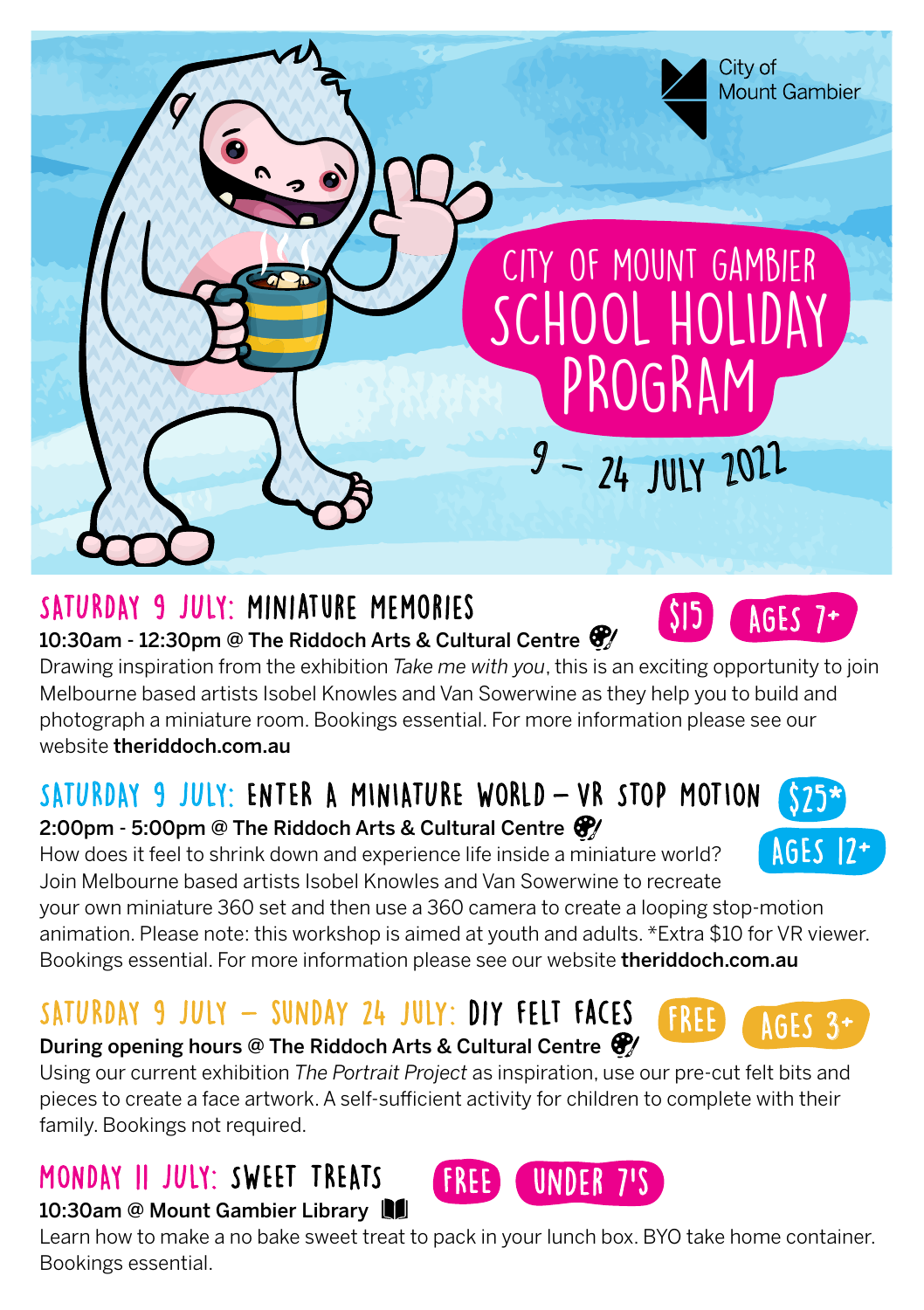City of Mount Gambier

# CITY OF MOUNT GAMBIER SCHOOL HOLIDAY PROGRAM

9 – 24 JULY 2022

## SATURDAY 9 JULY: MINIATURE MEMORIES

$15 | AGES 7+

**10:30am - 12:30pm @ The Riddoch Arts & Cultural Centre**

Drawing inspiration from the exhibition *Take me with you*, this is an exciting opportunity to join Melbourne based artists Isobel Knowles and Van Sowerwine as they help you to build and photograph a miniature room. Bookings essential. For more information please see our website **theriddoch.com.au**

## SATURDAY 9 JULY: ENTER A MINIATURE WORLD – VR STOP MOTION

$25* | AGES 12+

**2:00pm - 5:00pm @ The Riddoch Arts & Cultural Centre**

How does it feel to shrink down and experience life inside a miniature world? Join Melbourne based artists Isobel Knowles and Van Sowerwine to recreate your own miniature 360 set and then use a 360 camera to create a looping stop-motion animation. Please note: this workshop is aimed at youth and adults. *Extra $10 for VR viewer. Bookings essential. For more information please see our website **theriddoch.com.au**

## SATURDAY 9 JULY – SUNDAY 24 JULY: DIY FELT FACES

FREE | AGES 3+

**During opening hours @ The Riddoch Arts & Cultural Centre**

Using our current exhibition *The Portrait Project* as inspiration, use our pre-cut felt bits and pieces to create a face artwork. A self-sufficient activity for children to complete with their family. Bookings not required.

## MONDAY 11 JULY: SWEET TREATS

FREE | UNDER 7'S

**10:30am @ Mount Gambier Library**

Learn how to make a no bake sweet treat to pack in your lunch box. BYO take home container. Bookings essential.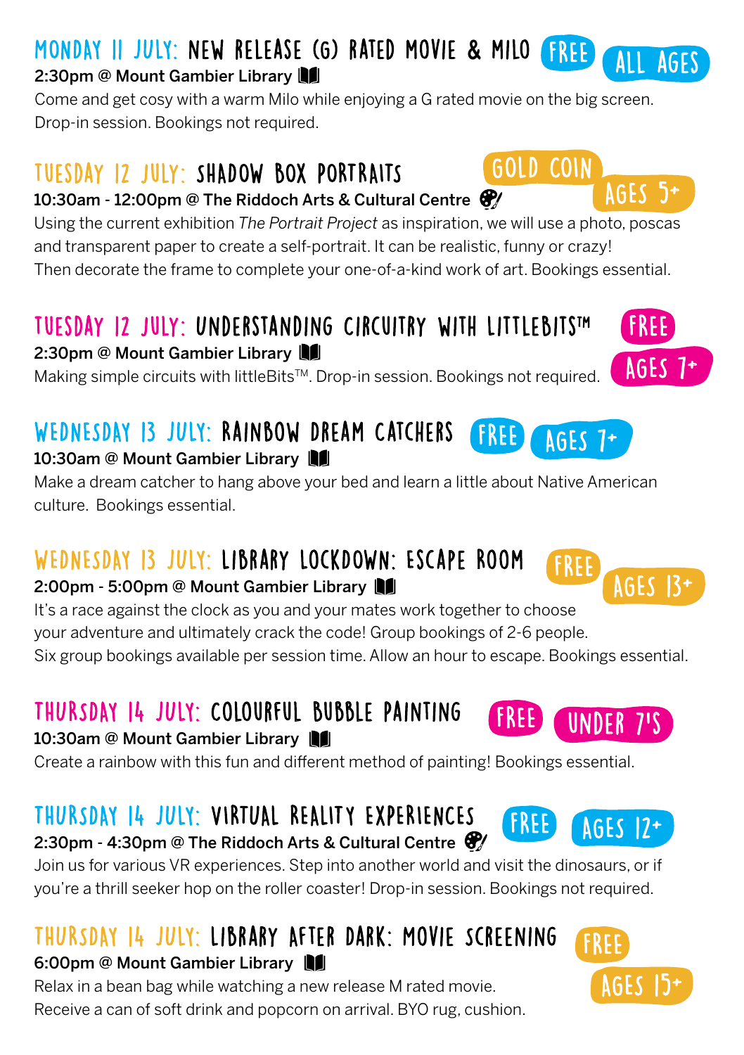## MONDAY 11 JULY: NEW RELEASE (G) RATED MOVIE & MILO

FREE | ALL AGES

**2:30pm @ Mount Gambier Library**

Come and get cosy with a warm Milo while enjoying a G rated movie on the big screen. Drop-in session. Bookings not required.

## TUESDAY 12 JULY: SHADOW BOX PORTRAITS

GOLD COIN | AGES 5+

**10:30am - 12:00pm @ The Riddoch Arts & Cultural Centre**

Using the current exhibition *The Portrait Project* as inspiration, we will use a photo, poscas and transparent paper to create a self-portrait. It can be realistic, funny or crazy! Then decorate the frame to complete your one-of-a-kind work of art. Bookings essential.

## TUESDAY 12 JULY: UNDERSTANDING CIRCUITRY WITH LITTLEBITS™

FREE | AGES 7+

**2:30pm @ Mount Gambier Library**

Making simple circuits with littleBits™. Drop-in session. Bookings not required.

## WEDNESDAY 13 JULY: RAINBOW DREAM CATCHERS

FREE | AGES 7+

**10:30am @ Mount Gambier Library**

Make a dream catcher to hang above your bed and learn a little about Native American culture. Bookings essential.

## WEDNESDAY 13 JULY: LIBRARY LOCKDOWN: ESCAPE ROOM

FREE | AGES 13+

**2:00pm - 5:00pm @ Mount Gambier Library**

It's a race against the clock as you and your mates work together to choose your adventure and ultimately crack the code! Group bookings of 2-6 people. Six group bookings available per session time. Allow an hour to escape. Bookings essential.

## THURSDAY 14 JULY: COLOURFUL BUBBLE PAINTING

FREE | UNDER 7'S

**10:30am @ Mount Gambier Library**

Create a rainbow with this fun and different method of painting! Bookings essential.

## THURSDAY 14 JULY: VIRTUAL REALITY EXPERIENCES

FREE | AGES 12+

**2:30pm - 4:30pm @ The Riddoch Arts & Cultural Centre**

Join us for various VR experiences. Step into another world and visit the dinosaurs, or if you're a thrill seeker hop on the roller coaster! Drop-in session. Bookings not required.

## THURSDAY 14 JULY: LIBRARY AFTER DARK: MOVIE SCREENING

FREE | AGES 15+

**6:00pm @ Mount Gambier Library**

Relax in a bean bag while watching a new release M rated movie. Receive a can of soft drink and popcorn on arrival. BYO rug, cushion.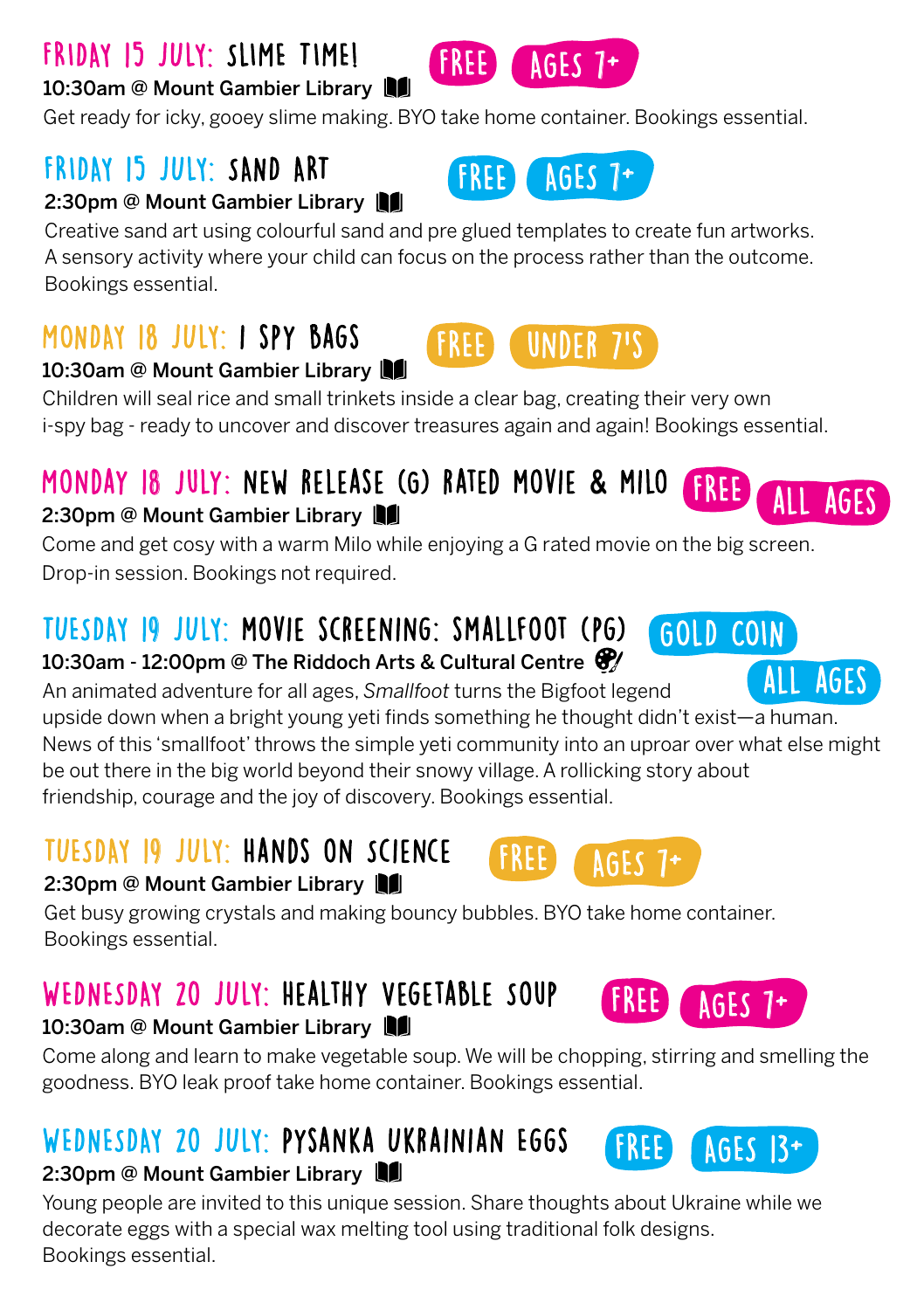## FRIDAY 15 JULY: SLIME TIME!

FREE | AGES 7+

**10:30am @ Mount Gambier Library**

Get ready for icky, gooey slime making. BYO take home container. Bookings essential.

## FRIDAY 15 JULY: SAND ART

FREE | AGES 7+

**2:30pm @ Mount Gambier Library**

Creative sand art using colourful sand and pre glued templates to create fun artworks. A sensory activity where your child can focus on the process rather than the outcome. Bookings essential.

## MONDAY 18 JULY: I SPY BAGS

FREE | UNDER 7'S

**10:30am @ Mount Gambier Library**

Children will seal rice and small trinkets inside a clear bag, creating their very own i-spy bag - ready to uncover and discover treasures again and again! Bookings essential.

## MONDAY 18 JULY: NEW RELEASE (G) RATED MOVIE & MILO

FREE | ALL AGES

**2:30pm @ Mount Gambier Library**

Come and get cosy with a warm Milo while enjoying a G rated movie on the big screen. Drop-in session. Bookings not required.

## TUESDAY 19 JULY: MOVIE SCREENING: SMALLFOOT (PG)

GOLD COIN | ALL AGES

**10:30am - 12:00pm @ The Riddoch Arts & Cultural Centre**

An animated adventure for all ages, *Smallfoot* turns the Bigfoot legend upside down when a bright young yeti finds something he thought didn't exist—a human. News of this 'smallfoot' throws the simple yeti community into an uproar over what else might be out there in the big world beyond their snowy village. A rollicking story about friendship, courage and the joy of discovery. Bookings essential.

## TUESDAY 19 JULY: HANDS ON SCIENCE

FREE | AGES 7+

**2:30pm @ Mount Gambier Library**

Get busy growing crystals and making bouncy bubbles. BYO take home container. Bookings essential.

## WEDNESDAY 20 JULY: HEALTHY VEGETABLE SOUP

FREE | AGES 7+

**10:30am @ Mount Gambier Library**

Come along and learn to make vegetable soup. We will be chopping, stirring and smelling the goodness. BYO leak proof take home container. Bookings essential.

## WEDNESDAY 20 JULY: PYSANKA UKRAINIAN EGGS

FREE | AGES 13+

**2:30pm @ Mount Gambier Library**

Young people are invited to this unique session. Share thoughts about Ukraine while we decorate eggs with a special wax melting tool using traditional folk designs. Bookings essential.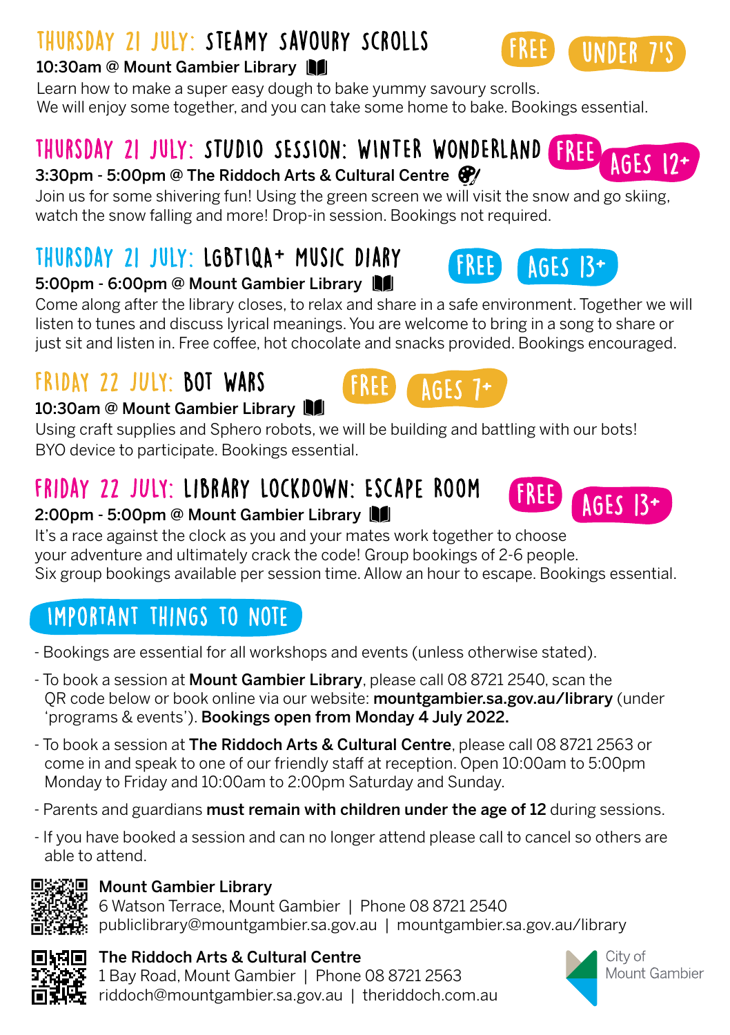## THURSDAY 21 JULY: STEAMY SAVOURY SCROLLS

FREE UNDER 7'S

**10:30am @ Mount Gambier Library**

Learn how to make a super easy dough to bake yummy savoury scrolls. We will enjoy some together, and you can take some home to bake. Bookings essential.

## THURSDAY 21 JULY: STUDIO SESSION: WINTER WONDERLAND

FREE AGES 12+

**3:30pm - 5:00pm @ The Riddoch Arts & Cultural Centre**

Join us for some shivering fun! Using the green screen we will visit the snow and go skiing, watch the snow falling and more! Drop-in session. Bookings not required.

## THURSDAY 21 JULY: LGBTIQA+ MUSIC DIARY

FREE AGES 13+

**5:00pm - 6:00pm @ Mount Gambier Library**

Come along after the library closes, to relax and share in a safe environment. Together we will listen to tunes and discuss lyrical meanings. You are welcome to bring in a song to share or just sit and listen in. Free coffee, hot chocolate and snacks provided. Bookings encouraged.

## FRIDAY 22 JULY: BOT WARS

FREE AGES 7+

**10:30am @ Mount Gambier Library**

Using craft supplies and Sphero robots, we will be building and battling with our bots! BYO device to participate. Bookings essential.

## FRIDAY 22 JULY: LIBRARY LOCKDOWN: ESCAPE ROOM

FREE AGES 13+

**2:00pm - 5:00pm @ Mount Gambier Library**

It's a race against the clock as you and your mates work together to choose your adventure and ultimately crack the code! Group bookings of 2-6 people. Six group bookings available per session time. Allow an hour to escape. Bookings essential.

## IMPORTANT THINGS TO NOTE

- Bookings are essential for all workshops and events (unless otherwise stated).
- To book a session at **Mount Gambier Library**, please call 08 8721 2540, scan the QR code below or book online via our website: **mountgambier.sa.gov.au/library** (under 'programs & events'). **Bookings open from Monday 4 July 2022.**
- To book a session at **The Riddoch Arts & Cultural Centre**, please call 08 8721 2563 or come in and speak to one of our friendly staff at reception. Open 10:00am to 5:00pm Monday to Friday and 10:00am to 2:00pm Saturday and Sunday.
- Parents and guardians **must remain with children under the age of 12** during sessions.
- If you have booked a session and can no longer attend please call to cancel so others are able to attend.

**Mount Gambier Library**
6 Watson Terrace, Mount Gambier | Phone 08 8721 2540
publiclibrary@mountgambier.sa.gov.au | mountgambier.sa.gov.au/library

**The Riddoch Arts & Cultural Centre**
1 Bay Road, Mount Gambier | Phone 08 8721 2563
riddoch@mountgambier.sa.gov.au | theriddoch.com.au

City of Mount Gambier